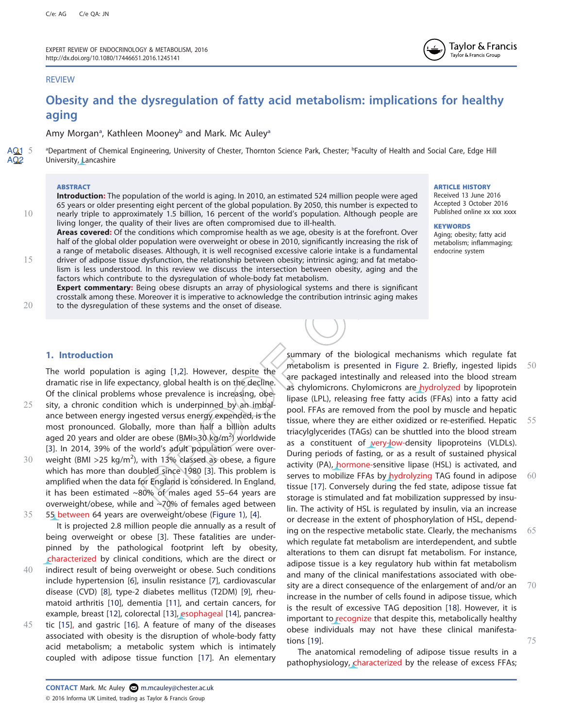REVIEW

# Obesity and the dysregulation of fatty acid metabolism: implications for healthy aging

Amy Morgan[a], Kathleen Mooney[b] and Mark. Mc Auley[a]

[a]Department of Chemical Engineering, University of Chester, Thornton Science Park, Chester; [b]Faculty of Health and Social Care, Edge Hill University, Lancashire

**ARTICLE HISTORY**
Received 13 June 2016
Accepted 3 October 2016
Published online xx xxx xxxx

**KEYWORDS**
Aging; obesity; fatty acid metabolism; inflammaging; endocrine system

**ABSTRACT**

**Introduction:** The population of the world is aging. In 2010, an estimated 524 million people were aged 65 years or older presenting eight percent of the global population. By 2050, this number is expected to nearly triple to approximately 1.5 billion, 16 percent of the world's population. Although people are living longer, the quality of their lives are often compromised due to ill-health.

**Areas covered:** Of the conditions which compromise health as we age, obesity is at the forefront. Over half of the global older population were overweight or obese in 2010, significantly increasing the risk of a range of metabolic diseases. Although, it is well recognised excessive calorie intake is a fundamental driver of adipose tissue dysfunction, the relationship between obesity; intrinsic aging; and fat metabolism is less understood. In this review we discuss the intersection between obesity, aging and the factors which contribute to the dysregulation of whole-body fat metabolism.

**Expert commentary:** Being obese disrupts an array of physiological systems and there is significant crosstalk among these. Moreover it is imperative to acknowledge the contribution intrinsic aging makes to the dysregulation of these systems and the onset of disease.

## 1. Introduction

The world population is aging [1,2]. However, despite the dramatic rise in life expectancy, global health is on the decline. Of the clinical problems whose prevalence is increasing, obesity, a chronic condition which is underpinned by an imbalance between energy ingested versus energy expended, is the most pronounced. Globally, more than half a billion adults aged 20 years and older are obese (BMI>30 kg/m$^2$) worldwide [3]. In 2014, 39% of the world's adult population were overweight (BMI >25 kg/m$^2$), with 13% classed as obese, a figure which has more than doubled since 1980 [3]. This problem is amplified when the data for England is considered. In England, it has been estimated ~80% of males aged 55–64 years are overweight/obese, while and ~70% of females aged between 55 between 64 years are overweight/obese (Figure 1), [4].

It is projected 2.8 million people die annually as a result of being overweight or obese [3]. These fatalities are underpinned by the pathological footprint left by obesity, characterized by clinical conditions, which are the direct or indirect result of being overweight or obese. Such conditions include hypertension [6], insulin resistance [7], cardiovascular disease (CVD) [8], type-2 diabetes mellitus (T2DM) [9], rheumatoid arthritis [10], dementia [11], and certain cancers, for example, breast [12], colorectal [13], esophageal [14], pancreatic [15], and gastric [16]. A feature of many of the diseases associated with obesity is the disruption of whole-body fatty acid metabolism; a metabolic system which is intimately coupled with adipose tissue function [17]. An elementary summary of the biological mechanisms which regulate fat metabolism is presented in Figure 2. Briefly, ingested lipids are packaged intestinally and released into the blood stream as chylomicrons. Chylomicrons are hydrolyzed by lipoprotein lipase (LPL), releasing free fatty acids (FFAs) into a fatty acid pool. FFAs are removed from the pool by muscle and hepatic tissue, where they are either oxidized or re-esterified. Hepatic triacylglycerides (TAGs) can be shuttled into the blood stream as a constituent of very-low-density lipoproteins (VLDLs). During periods of fasting, or as a result of sustained physical activity (PA), hormone-sensitive lipase (HSL) is activated, and serves to mobilize FFAs by hydrolyzing TAG found in adipose tissue [17]. Conversely during the fed state, adipose tissue fat storage is stimulated and fat mobilization suppressed by insulin. The activity of HSL is regulated by insulin, via an increase or decrease in the extent of phosphorylation of HSL, depending on the respective metabolic state. Clearly, the mechanisms which regulate fat metabolism are interdependent, and subtle alterations to them can disrupt fat metabolism. For instance, adipose tissue is a key regulatory hub within fat metabolism and many of the clinical manifestations associated with obesity are a direct consequence of the enlargement of and/or an increase in the number of cells found in adipose tissue, which is the result of excessive TAG deposition [18]. However, it is important to recognize that despite this, metabolically healthy obese individuals may not have these clinical manifestations [19].

The anatomical remodeling of adipose tissue results in a pathophysiology, characterized by the release of excess FFAs;

**CONTACT** Mark. Mc Auley m.mcauley@chester.ac.uk

© 2016 Informa UK Limited, trading as Taylor & Francis Group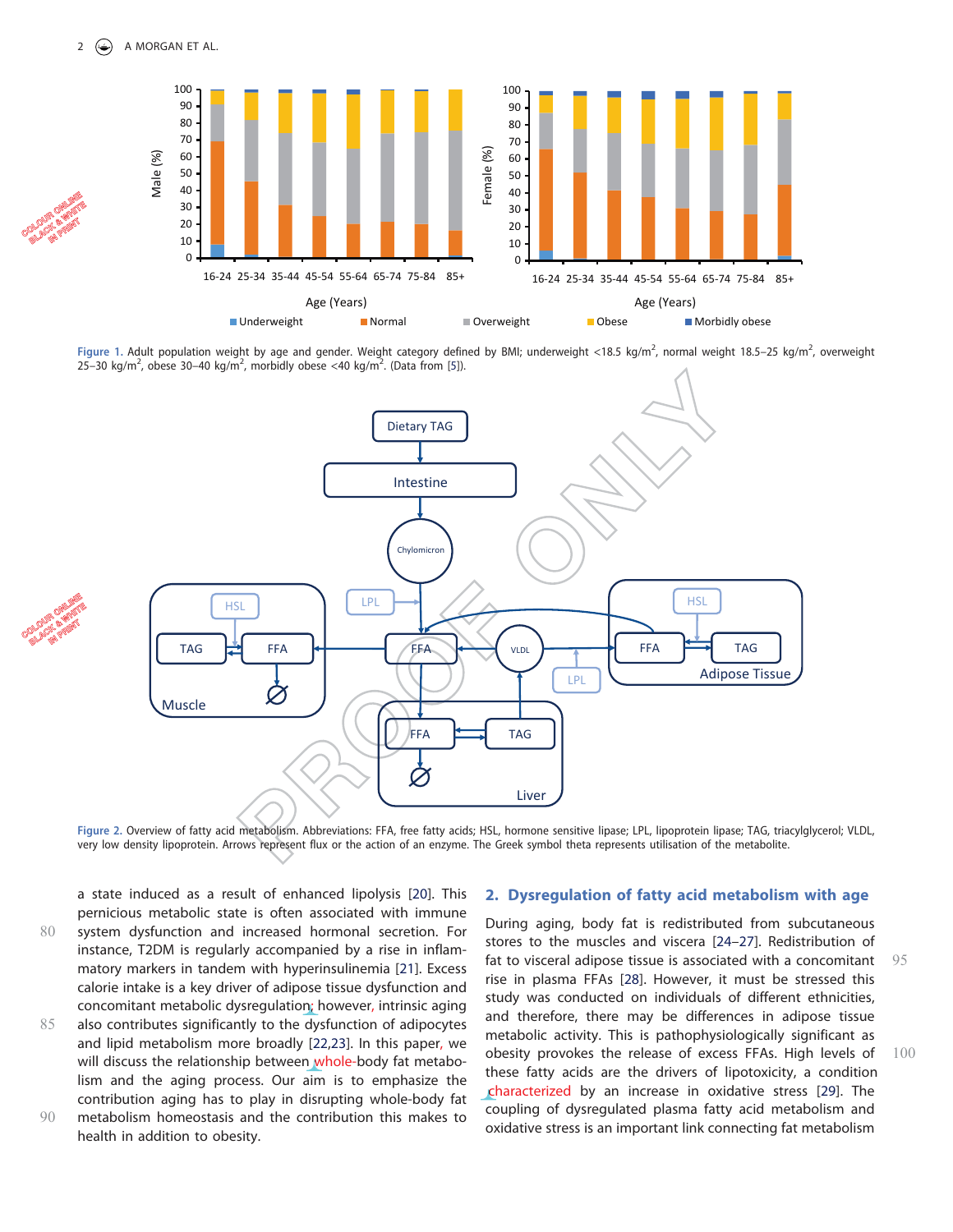Figure 1. Adult population weight by age and gender. Weight category defined by BMI; underweight <18.5 kg/m$^2$, normal weight 18.5–25 kg/m$^2$, overweight 25–30 kg/m$^2$, obese 30–40 kg/m$^2$, morbidly obese <40 kg/m$^2$. (Data from [5]).

Figure 2. Overview of fatty acid metabolism. Abbreviations: FFA, free fatty acids; HSL, hormone sensitive lipase; LPL, lipoprotein lipase; TAG, triacylglycerol; VLDL, very low density lipoprotein. Arrows represent flux or the action of an enzyme. The Greek symbol theta represents utilisation of the metabolite.

a state induced as a result of enhanced lipolysis [20]. This pernicious metabolic state is often associated with immune system dysfunction and increased hormonal secretion. For instance, T2DM is regularly accompanied by a rise in inflammatory markers in tandem with hyperinsulinemia [21]. Excess calorie intake is a key driver of adipose tissue dysfunction and concomitant metabolic dysregulation; however, intrinsic aging also contributes significantly to the dysfunction of adipocytes and lipid metabolism more broadly [22,23]. In this paper, we will discuss the relationship between whole-body fat metabolism and the aging process. Our aim is to emphasize the contribution aging has to play in disrupting whole-body fat metabolism homeostasis and the contribution this makes to health in addition to obesity.

## 2. Dysregulation of fatty acid metabolism with age

During aging, body fat is redistributed from subcutaneous stores to the muscles and viscera [24–27]. Redistribution of fat to visceral adipose tissue is associated with a concomitant rise in plasma FFAs [28]. However, it must be stressed this study was conducted on individuals of different ethnicities, and therefore, there may be differences in adipose tissue metabolic activity. This is pathophysiologically significant as obesity provokes the release of excess FFAs. High levels of these fatty acids are the drivers of lipotoxicity, a condition characterized by an increase in oxidative stress [29]. The coupling of dysregulated plasma fatty acid metabolism and oxidative stress is an important link connecting fat metabolism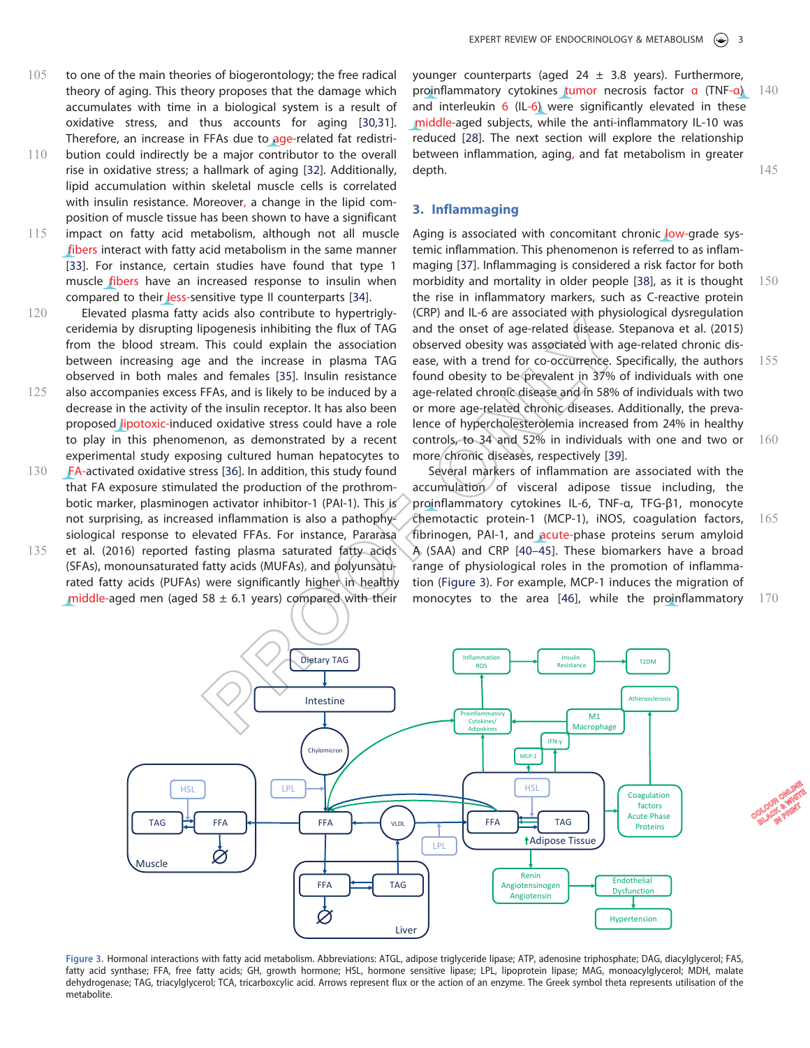to one of the main theories of biogerontology; the free radical theory of aging. This theory proposes that the damage which accumulates with time in a biological system is a result of oxidative stress, and thus accounts for aging [30,31]. Therefore, an increase in FFAs due to age-related fat redistribution could indirectly be a major contributor to the overall rise in oxidative stress; a hallmark of aging [32]. Additionally, lipid accumulation within skeletal muscle cells is correlated with insulin resistance. Moreover, a change in the lipid composition of muscle tissue has been shown to have a significant impact on fatty acid metabolism, although not all muscle fibers interact with fatty acid metabolism in the same manner [33]. For instance, certain studies have found that type 1 muscle fibers have an increased response to insulin when compared to their less-sensitive type II counterparts [34].

Elevated plasma fatty acids also contribute to hypertriglyceridemia by disrupting lipogenesis inhibiting the flux of TAG from the blood stream. This could explain the association between increasing age and the increase in plasma TAG observed in both males and females [35]. Insulin resistance also accompanies excess FFAs, and is likely to be induced by a decrease in the activity of the insulin receptor. It has also been proposed lipotoxic-induced oxidative stress could have a role to play in this phenomenon, as demonstrated by a recent experimental study exposing cultured human hepatocytes to FA-activated oxidative stress [36]. In addition, this study found that FA exposure stimulated the production of the prothrombotic marker, plasminogen activator inhibitor-1 (PAI-1). This is not surprising, as increased inflammation is also a pathophysiological response to elevated FFAs. For instance, Pararasa et al. (2016) reported fasting plasma saturated fatty acids (SFAs), monounsaturated fatty acids (MUFAs), and polyunsaturated fatty acids (PUFAs) were significantly higher in healthy middle-aged men (aged 58 ± 6.1 years) compared with their younger counterparts (aged 24 ± 3.8 years). Furthermore, proinflammatory cytokines tumor necrosis factor α (TNF-α) and interleukin 6 (IL-6) were significantly elevated in these middle-aged subjects, while the anti-inflammatory IL-10 was reduced [28]. The next section will explore the relationship between inflammation, aging, and fat metabolism in greater depth.

## 3. Inflammaging

Aging is associated with concomitant chronic low-grade systemic inflammation. This phenomenon is referred to as inflammaging [37]. Inflammaging is considered a risk factor for both morbidity and mortality in older people [38], as it is thought the rise in inflammatory markers, such as C-reactive protein (CRP) and IL-6 are associated with physiological dysregulation and the onset of age-related disease. Stepanova et al. (2015) observed obesity was associated with age-related chronic disease, with a trend for co-occurrence. Specifically, the authors found obesity to be prevalent in 37% of individuals with one age-related chronic disease and in 58% of individuals with two or more age-related chronic diseases. Additionally, the prevalence of hypercholesterolemia increased from 24% in healthy controls, to 34 and 52% in individuals with one and two or more chronic diseases, respectively [39].

Several markers of inflammation are associated with the accumulation of visceral adipose tissue including, the proinflammatory cytokines IL-6, TNF-α, TFG-β1, monocyte chemotactic protein-1 (MCP-1), iNOS, coagulation factors, fibrinogen, PAI-1, and acute-phase proteins serum amyloid A (SAA) and CRP [40–45]. These biomarkers have a broad range of physiological roles in the promotion of inflammation (Figure 3). For example, MCP-1 induces the migration of monocytes to the area [46], while the proinflammatory

Figure 3. Hormonal interactions with fatty acid metabolism. Abbreviations: ATGL, adipose triglyceride lipase; ATP, adenosine triphosphate; DAG, diacylglycerol; FAS, fatty acid synthase; FFA, free fatty acids; GH, growth hormone; HSL, hormone sensitive lipase; LPL, lipoprotein lipase; MAG, monoacylglycerol; MDH, malate dehydrogenase; TAG, triacylglycerol; TCA, tricarboxcylic acid. Arrows represent flux or the action of an enzyme. The Greek symbol theta represents utilisation of the metabolite.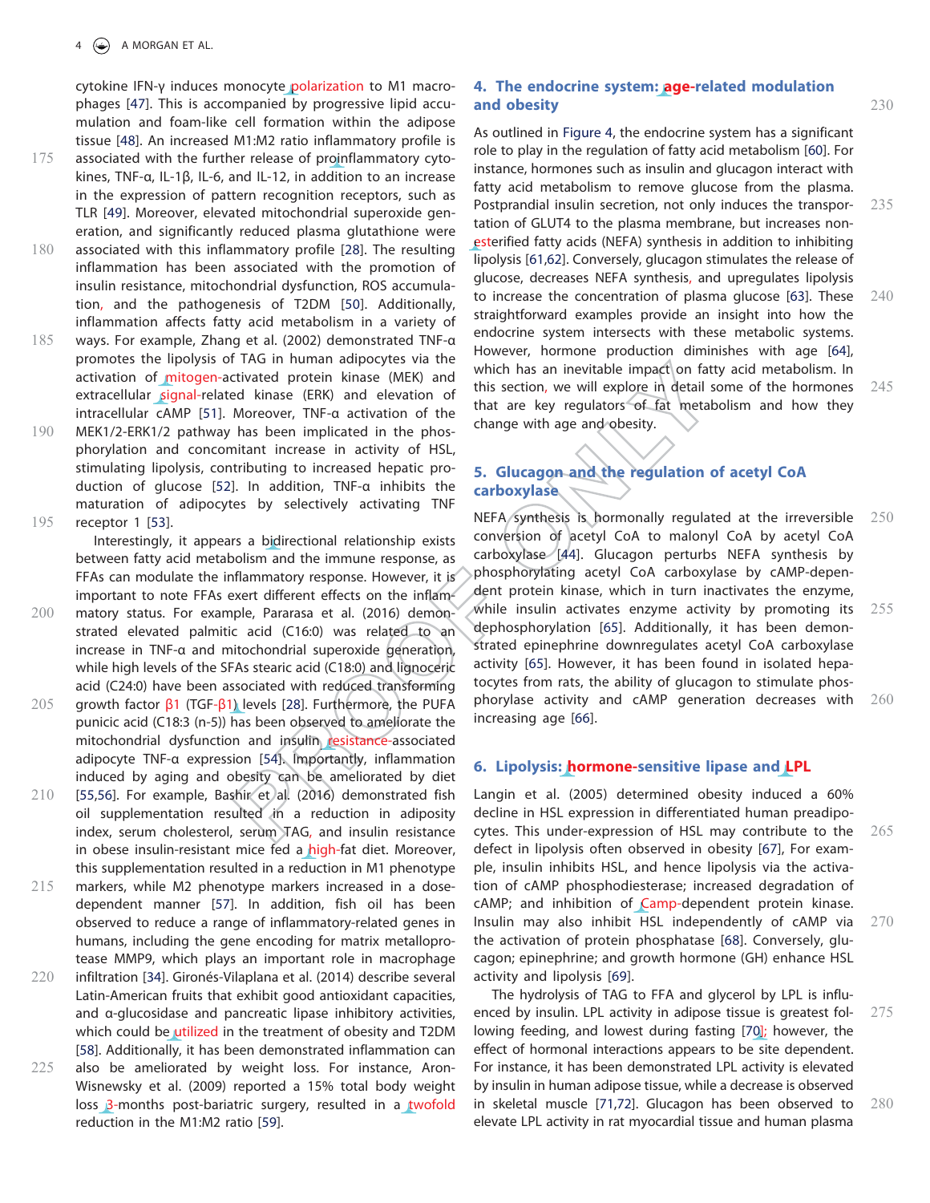cytokine IFN-γ induces monocyte polarization to M1 macrophages [47]. This is accompanied by progressive lipid accumulation and foam-like cell formation within the adipose tissue [48]. An increased M1:M2 ratio inflammatory profile is associated with the further release of proinflammatory cytokines, TNF-α, IL-1β, IL-6, and IL-12, in addition to an increase in the expression of pattern recognition receptors, such as TLR [49]. Moreover, elevated mitochondrial superoxide generation, and significantly reduced plasma glutathione were associated with this inflammatory profile [28]. The resulting inflammation has been associated with the promotion of insulin resistance, mitochondrial dysfunction, ROS accumulation, and the pathogenesis of T2DM [50]. Additionally, inflammation affects fatty acid metabolism in a variety of ways. For example, Zhang et al. (2002) demonstrated TNF-α promotes the lipolysis of TAG in human adipocytes via the activation of mitogen-activated protein kinase (MEK) and extracellular signal-related kinase (ERK) and elevation of intracellular cAMP [51]. Moreover, TNF-α activation of the MEK1/2-ERK1/2 pathway has been implicated in the phosphorylation and concomitant increase in activity of HSL, stimulating lipolysis, contributing to increased hepatic production of glucose [52]. In addition, TNF-α inhibits the maturation of adipocytes by selectively activating TNF receptor 1 [53].

Interestingly, it appears a bidirectional relationship exists between fatty acid metabolism and the immune response, as FFAs can modulate the inflammatory response. However, it is important to note FFAs exert different effects on the inflammatory status. For example, Pararasa et al. (2016) demonstrated elevated palmitic acid (C16:0) was related to an increase in TNF-α and mitochondrial superoxide generation, while high levels of the SFAs stearic acid (C18:0) and lignoceric acid (C24:0) have been associated with reduced transforming growth factor β1 (TGF-β1) levels [28]. Furthermore, the PUFA punicic acid (C18:3 (n-5)) has been observed to ameliorate the mitochondrial dysfunction and insulin resistance-associated adipocyte TNF-α expression [54]. Importantly, inflammation induced by aging and obesity can be ameliorated by diet [55,56]. For example, Bashir et al. (2016) demonstrated fish oil supplementation resulted in a reduction in adiposity index, serum cholesterol, serum TAG, and insulin resistance in obese insulin-resistant mice fed a high-fat diet. Moreover, this supplementation resulted in a reduction in M1 phenotype markers, while M2 phenotype markers increased in a dose-dependent manner [57]. In addition, fish oil has been observed to reduce a range of inflammatory-related genes in humans, including the gene encoding for matrix metalloprotease MMP9, which plays an important role in macrophage infiltration [34]. Gironés-Vilaplana et al. (2014) describe several Latin-American fruits that exhibit good antioxidant capacities, and α-glucosidase and pancreatic lipase inhibitory activities, which could be utilized in the treatment of obesity and T2DM [58]. Additionally, it has been demonstrated inflammation can also be ameliorated by weight loss. For instance, Aron-Wisnewsky et al. (2009) reported a 15% total body weight loss 3-months post-bariatric surgery, resulted in a twofold reduction in the M1:M2 ratio [59].

## 4. The endocrine system: age-related modulation and obesity

As outlined in Figure 4, the endocrine system has a significant role to play in the regulation of fatty acid metabolism [60]. For instance, hormones such as insulin and glucagon interact with fatty acid metabolism to remove glucose from the plasma. Postprandial insulin secretion, not only induces the transportation of GLUT4 to the plasma membrane, but increases non-esterified fatty acids (NEFA) synthesis in addition to inhibiting lipolysis [61,62]. Conversely, glucagon stimulates the release of glucose, decreases NEFA synthesis, and upregulates lipolysis to increase the concentration of plasma glucose [63]. These straightforward examples provide an insight into how the endocrine system intersects with these metabolic systems. However, hormone production diminishes with age [64], which has an inevitable impact on fatty acid metabolism. In this section, we will explore in detail some of the hormones that are key regulators of fat metabolism and how they change with age and obesity.

## 5. Glucagon and the regulation of acetyl CoA carboxylase

NEFA synthesis is hormonally regulated at the irreversible conversion of acetyl CoA to malonyl CoA by acetyl CoA carboxylase [44]. Glucagon perturbs NEFA synthesis by phosphorylating acetyl CoA carboxylase by cAMP-dependent protein kinase, which in turn inactivates the enzyme, while insulin activates enzyme activity by promoting its dephosphorylation [65]. Additionally, it has been demonstrated epinephrine downregulates acetyl CoA carboxylase activity [65]. However, it has been found in isolated hepatocytes from rats, the ability of glucagon to stimulate phosphorylase activity and cAMP generation decreases with increasing age [66].

## 6. Lipolysis: hormone-sensitive lipase and LPL

Langin et al. (2005) determined obesity induced a 60% decline in HSL expression in differentiated human preadipocytes. This under-expression of HSL may contribute to the defect in lipolysis often observed in obesity [67], For example, insulin inhibits HSL, and hence lipolysis via the activation of cAMP phosphodiesterase; increased degradation of cAMP; and inhibition of Camp-dependent protein kinase. Insulin may also inhibit HSL independently of cAMP via the activation of protein phosphatase [68]. Conversely, glucagon; epinephrine; and growth hormone (GH) enhance HSL activity and lipolysis [69].

The hydrolysis of TAG to FFA and glycerol by LPL is influenced by insulin. LPL activity in adipose tissue is greatest following feeding, and lowest during fasting [70]; however, the effect of hormonal interactions appears to be site dependent. For instance, it has been demonstrated LPL activity is elevated by insulin in human adipose tissue, while a decrease is observed in skeletal muscle [71,72]. Glucagon has been observed to elevate LPL activity in rat myocardial tissue and human plasma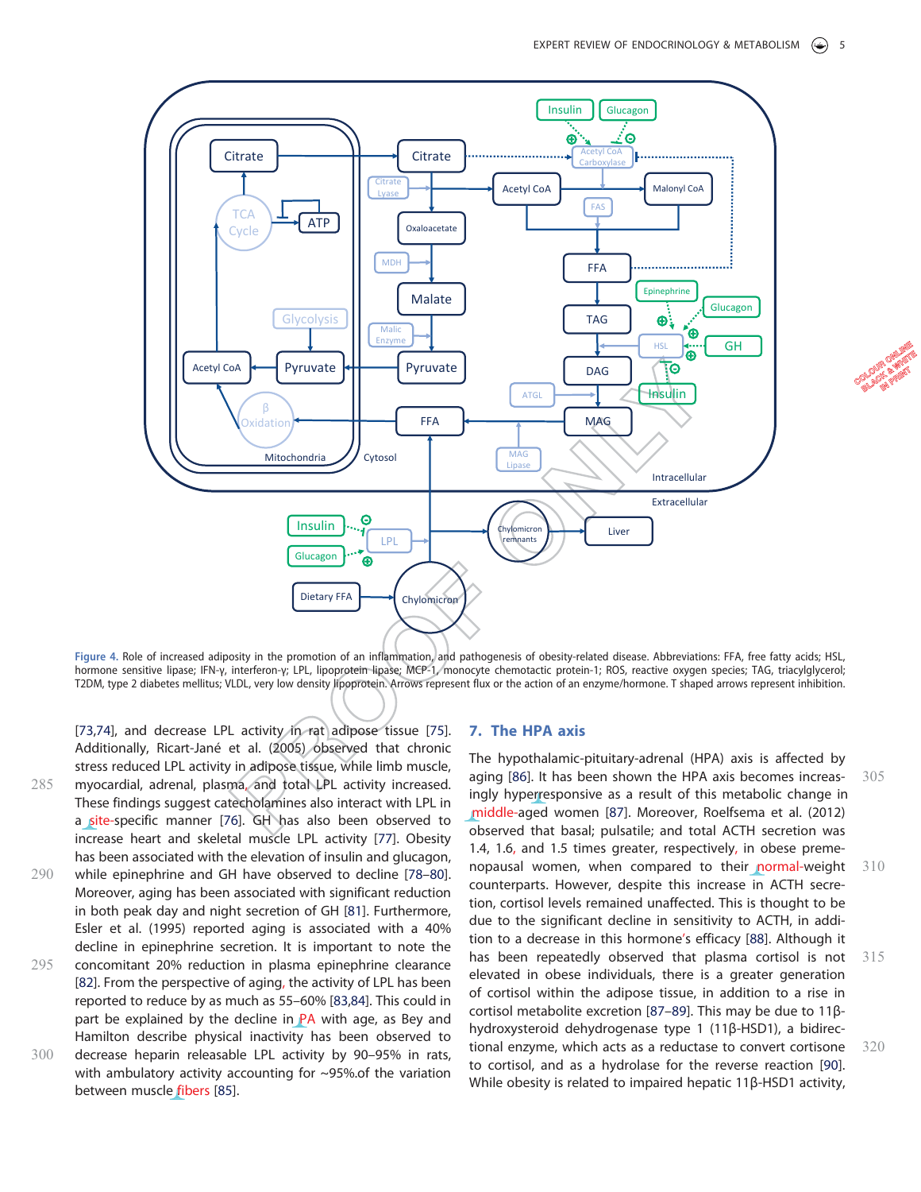Figure 4. Role of increased adiposity in the promotion of an inflammation, and pathogenesis of obesity-related disease. Abbreviations: FFA, free fatty acids; HSL, hormone sensitive lipase; IFN-γ, interferon-γ; LPL, lipoprotein lipase; MCP-1, monocyte chemotactic protein-1; ROS, reactive oxygen species; TAG, triacylglycerol; T2DM, type 2 diabetes mellitus; VLDL, very low density lipoprotein. Arrows represent flux or the action of an enzyme/hormone. T shaped arrows represent inhibition.

[73,74], and decrease LPL activity in rat adipose tissue [75]. Additionally, Ricart-Jané et al. (2005) observed that chronic stress reduced LPL activity in adipose tissue, while limb muscle, myocardial, adrenal, plasma, and total LPL activity increased. These findings suggest catecholamines also interact with LPL in a site-specific manner [76]. GH has also been observed to increase heart and skeletal muscle LPL activity [77]. Obesity has been associated with the elevation of insulin and glucagon, while epinephrine and GH have observed to decline [78–80]. Moreover, aging has been associated with significant reduction in both peak day and night secretion of GH [81]. Furthermore, Esler et al. (1995) reported aging is associated with a 40% decline in epinephrine secretion. It is important to note the concomitant 20% reduction in plasma epinephrine clearance [82]. From the perspective of aging, the activity of LPL has been reported to reduce by as much as 55–60% [83,84]. This could in part be explained by the decline in PA with age, as Bey and Hamilton describe physical inactivity has been observed to decrease heparin releasable LPL activity by 90–95% in rats, with ambulatory accounting for ~95%.of the variation between muscle fibers [85].

## 7. The HPA axis

The hypothalamic-pituitary-adrenal (HPA) axis is affected by aging [86]. It has been shown the HPA axis becomes increasingly hyperresponsive as a result of this metabolic change in middle-aged women [87]. Moreover, Roelfsema et al. (2012) observed that basal; pulsatile; and total ACTH secretion was 1.4, 1.6, and 1.5 times greater, respectively, in obese premenopausal women, when compared to their normal-weight counterparts. However, despite this increase in ACTH secretion, cortisol levels remained unaffected. This is thought to be due to the significant decline in sensitivity to ACTH, in addition to a decrease in this hormone's efficacy [88]. Although it has been repeatedly observed that plasma cortisol is not elevated in obese individuals, there is a greater generation of cortisol within the adipose tissue, in addition to a rise in cortisol metabolite excretion [87–89]. This may be due to 11β-hydroxysteroid dehydrogenase type 1 (11β-HSD1), a bidirectional enzyme, which acts as a reductase to convert cortisone to cortisol, and as a hydrolase for the reverse reaction [90]. While obesity is related to impaired hepatic 11β-HSD1 activity,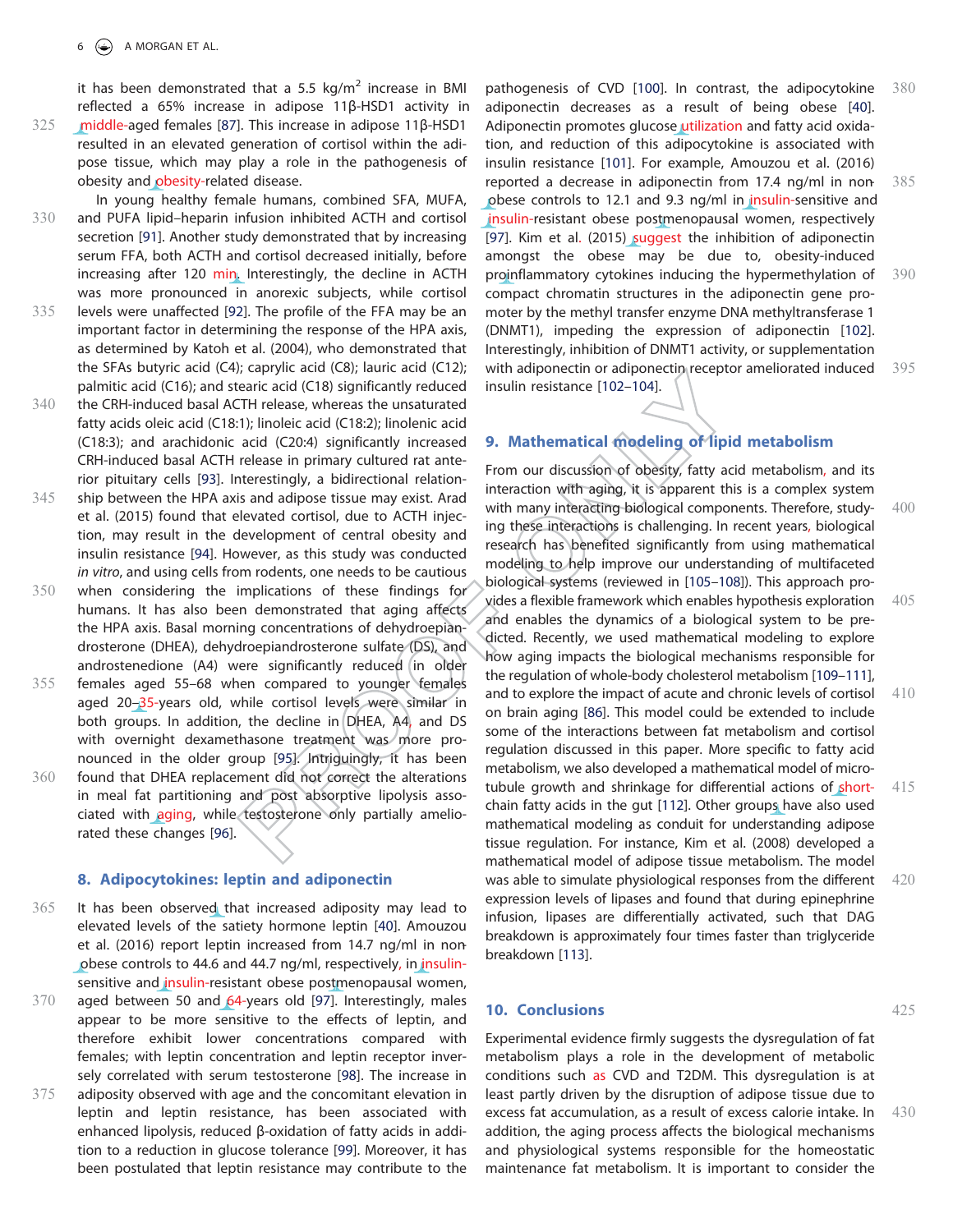it has been demonstrated that a 5.5 kg/m$^2$ increase in BMI reflected a 65% increase in adipose 11β-HSD1 activity in middle-aged females [87]. This increase in adipose 11β-HSD1 resulted in an elevated generation of cortisol within the adipose tissue, which may play a role in the pathogenesis of obesity and obesity-related disease.

In young healthy female humans, combined SFA, MUFA, and PUFA lipid–heparin infusion inhibited ACTH and cortisol secretion [91]. Another study demonstrated that by increasing serum FFA, both ACTH and cortisol decreased initially, before increasing after 120 min. Interestingly, the decline in ACTH was more pronounced in anorexic subjects, while cortisol levels were unaffected [92]. The profile of the FFA may be an important factor in determining the response of the HPA axis, as determined by Katoh et al. (2004), who demonstrated that the SFAs butyric acid (C4); caprylic acid (C8); lauric acid (C12); palmitic acid (C16); and stearic acid (C18) significantly reduced the CRH-induced basal ACTH release, whereas the unsaturated fatty acids oleic acid (C18:1); linoleic acid (C18:2); linolenic acid (C18:3); and arachidonic acid (C20:4) significantly increased CRH-induced basal ACTH release in primary cultured rat anterior pituitary cells [93]. Interestingly, a bidirectional relationship between the HPA axis and adipose tissue may exist. Arad et al. (2015) found that elevated cortisol, due to ACTH injection, may result in the development of central obesity and insulin resistance [94]. However, as this study was conducted *in vitro*, and using cells from rodents, one needs to be cautious when considering the implications of these findings for humans. It has also been demonstrated that aging affects the HPA axis. Basal morning concentrations of dehydroepiandrosterone (DHEA), dehydroepiandrosterone sulfate (DS), and androstenedione (A4) were significantly reduced in older females aged 55–68 when compared to younger females aged 20–35-years old, while cortisol levels were similar in both groups. In addition, the decline in DHEA, A4, and DS with overnight dexamethasone treatment was more pronounced in the older group [95]. Intriguingly, it has been found that DHEA replacement did not correct the alterations in meal fat partitioning and post absorptive lipolysis associated with aging, while testosterone only partially ameliorated these changes [96].

## 8. Adipocytokines: leptin and adiponectin

It has been observed that increased adiposity may lead to elevated levels of the satiety hormone leptin [40]. Amouzou et al. (2016) report leptin increased from 14.7 ng/ml in non obese controls to 44.6 and 44.7 ng/ml, respectively, in insulin-sensitive and insulin-resistant obese postmenopausal women, aged between 50 and 64-years old [97]. Interestingly, males appear to be more sensitive to the effects of leptin, and therefore exhibit lower concentrations compared with females; with leptin concentration and leptin receptor inversely correlated with serum testosterone [98]. The increase in adiposity observed with age and the concomitant elevation in leptin and leptin resistance, has been associated with enhanced lipolysis, reduced β-oxidation of fatty acids in addition to a reduction in glucose tolerance [99]. Moreover, it has been postulated that leptin resistance may contribute to the pathogenesis of CVD [100]. In contrast, the adipocytokine adiponectin decreases as a result of being obese [40]. Adiponectin promotes glucose utilization and fatty acid oxidation, and reduction of this adipocytokine is associated with insulin resistance [101]. For example, Amouzou et al. (2016) reported a decrease in adiponectin from 17.4 ng/ml in non obese controls to 12.1 and 9.3 ng/ml in insulin-sensitive and insulin-resistant obese postmenopausal women, respectively [97]. Kim et al. (2015) suggest the inhibition of adiponectin amongst the obese may be due to, obesity-induced proinflammatory cytokines inducing the hypermethylation of compact chromatin structures in the adiponectin gene promoter by the methyl transfer enzyme DNA methyltransferase 1 (DNMT1), impeding the expression of adiponectin [102]. Interestingly, inhibition of DNMT1 activity, or supplementation with adiponectin or adiponectin receptor ameliorated induced insulin resistance [102–104].

## 9. Mathematical modeling of lipid metabolism

From our discussion of obesity, fatty acid metabolism, and its interaction with aging, it is apparent this is a complex system with many interacting biological components. Therefore, studying these interactions is challenging. In recent years, biological research has benefited significantly from using mathematical modeling to help improve our understanding of multifaceted biological systems (reviewed in [105–108]). This approach provides a flexible framework which enables hypothesis exploration and enables the dynamics of a biological system to be predicted. Recently, we used mathematical modeling to explore how aging impacts the biological mechanisms responsible for the regulation of whole-body cholesterol metabolism [109–111], and to explore the impact of acute and chronic levels of cortisol on brain aging [86]. This model could be extended to include some of the interactions between fat metabolism and cortisol regulation discussed in this paper. More specific to fatty acid metabolism, we also developed a mathematical model of microtubule growth and shrinkage for differential actions of short-chain fatty acids in the gut [112]. Other groups have also used mathematical modeling as conduit for understanding adipose tissue regulation. For instance, Kim et al. (2008) developed a mathematical model of adipose tissue metabolism. The model was able to simulate physiological responses from the different expression levels of lipases and found that during epinephrine infusion, lipases are differentially activated, such that DAG breakdown is approximately four times faster than triglyceride breakdown [113].

## 10. Conclusions

Experimental evidence firmly suggests the dysregulation of fat metabolism plays a role in the development of metabolic conditions such as CVD and T2DM. This dysregulation is at least partly driven by the disruption of adipose tissue due to excess fat accumulation, as a result of excess calorie intake. In addition, the aging process affects the biological mechanisms and physiological systems responsible for the homeostatic maintenance fat metabolism. It is important to consider the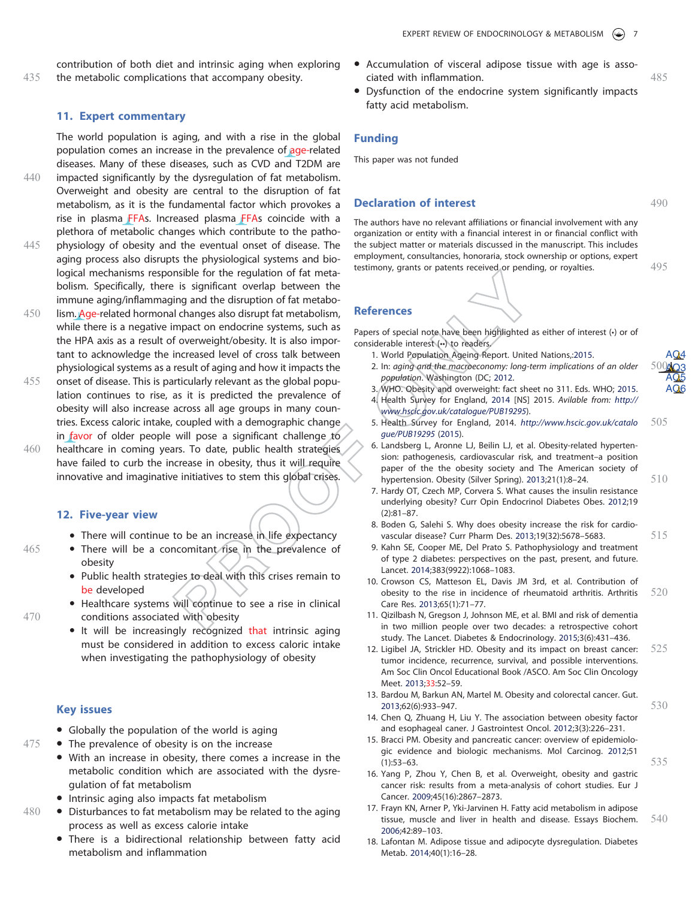contribution of both diet and intrinsic aging when exploring the metabolic complications that accompany obesity.

## 11. Expert commentary

The world population is aging, and with a rise in the global population comes an increase in the prevalence of age-related diseases. Many of these diseases, such as CVD and T2DM are impacted significantly by the dysregulation of fat metabolism. Overweight and obesity are central to the disruption of fat metabolism, as it is the fundamental factor which provokes a rise in plasma FFAs. Increased plasma FFAs coincide with a plethora of metabolic changes which contribute to the pathophysiology of obesity and the eventual onset of disease. The aging process also disrupts the physiological systems and biological mechanisms responsible for the regulation of fat metabolism. Specifically, there is significant overlap between the immune aging/inflammaging and the disruption of fat metabolism. Age-related hormonal changes also disrupt fat metabolism, while there is a negative impact on endocrine systems, such as the HPA axis as a result of overweight/obesity. It is also important to acknowledge the increased level of cross talk between physiological systems as a result of aging and how it impacts the onset of disease. This is particularly relevant as the global population continues to rise, as it is predicted the prevalence of obesity will also increase across all age groups in many countries. Excess caloric intake, coupled with a demographic change in favor of older people will pose a significant challenge to healthcare in coming years. To date, public health strategies have failed to curb the increase in obesity, thus it will require innovative and imaginative initiatives to stem this global crises.

## 12. Five-year view

- There will continue to be an increase in life expectancy
- There will be a concomitant rise in the prevalence of obesity
- Public health strategies to deal with this crises remain to be developed
- Healthcare systems will continue to see a rise in clinical conditions associated with obesity
- It will be increasingly recognized that intrinsic aging must be considered in addition to excess caloric intake when investigating the pathophysiology of obesity

## Key issues

- Globally the population of the world is aging
- The prevalence of obesity is on the increase
- With an increase in obesity, there comes a increase in the metabolic condition which are associated with the dysregulation of fat metabolism
- Intrinsic aging also impacts fat metabolism
- Disturbances to fat metabolism may be related to the aging process as well as excess calorie intake
- There is a bidirectional relationship between fatty acid metabolism and inflammation
- Accumulation of visceral adipose tissue with age is associated with inflammation.
- Dysfunction of the endocrine system significantly impacts fatty acid metabolism.

## Funding

This paper was not funded

## Declaration of interest

The authors have no relevant affiliations or financial involvement with any organization or entity with a financial interest in or financial conflict with the subject matter or materials discussed in the manuscript. This includes employment, consultancies, honoraria, stock ownership or options, expert testimony, grants or patents received or pending, or royalties.

## References

Papers of special note have been highlighted as either of interest (•) or of considerable interest (••) to readers.

1. World Population Ageing Report. United Nations,;2015.
2. In: *aging and the macroeconomy: long-term implications of an older population*. Washington (DC; 2012.
3. WHO. Obesity and overweight: fact sheet no 311. Eds. WHO; 2015.
4. Health Survey for England, 2014 [NS] 2015. *Avilable from: http://www.hscic.gov.uk/catalogue/PUB19295*).
5. Health Survey for England, 2014. *http://www.hscic.gov.uk/catalogue/PUB19295* (2015).
6. Landsberg L, Aronne LJ, Beilin LJ, et al. Obesity-related hypertension: pathogenesis, cardiovascular risk, and treatment–a position paper of the the obesity society and The American society of hypertension. Obesity (Silver Spring). 2013;21(1):8–24.
7. Hardy OT, Czech MP, Corvera S. What causes the insulin resistance underlying obesity? Curr Opin Endocrinol Diabetes Obes. 2012;19(2):81–87.
8. Boden G, Salehi S. Why does obesity increase the risk for cardiovascular disease? Curr Pharm Des. 2013;19(32):5678–5683.
9. Kahn SE, Cooper ME, Del Prato S. Pathophysiology and treatment of type 2 diabetes: perspectives on the past, present, and future. Lancet. 2014;383(9922):1068–1083.
10. Crowson CS, Matteson EL, Davis JM 3rd, et al. Contribution of obesity to the rise in incidence of rheumatoid arthritis. Arthritis Care Res. 2013;65(1):71–77.
11. Qizilbash N, Gregson J, Johnson ME, et al. BMI and risk of dementia in two million people over two decades: a retrospective cohort study. The Lancet. Diabetes & Endocrinology. 2015;3(6):431–436.
12. Ligibel JA, Strickler HD. Obesity and its impact on breast cancer: tumor incidence, recurrence, survival, and possible interventions. Am Soc Clin Oncol Educational Book /ASCO. Am Soc Clin Oncology Meet. 2013;33:52–59.
13. Bardou M, Barkun AN, Martel M. Obesity and colorectal cancer. Gut. 2013;62(6):933–947.
14. Chen Q, Zhuang H, Liu Y. The association between obesity factor and esophageal caner. J Gastrointest Oncol. 2012;3(3):226–231.
15. Bracci PM. Obesity and pancreatic cancer: overview of epidemiologic evidence and biologic mechanisms. Mol Carcinog. 2012;51(1):53–63.
16. Yang P, Zhou Y, Chen B, et al. Overweight, obesity and gastric cancer risk: results from a meta-analysis of cohort studies. Eur J Cancer. 2009;45(16):2867–2873.
17. Frayn KN, Arner P, Yki-Jarvinen H. Fatty acid metabolism in adipose tissue, muscle and liver in health and disease. Essays Biochem. 2006;42:89–103.
18. Lafontan M. Adipose tissue and adipocyte dysregulation. Diabetes Metab. 2014;40(1):16–28.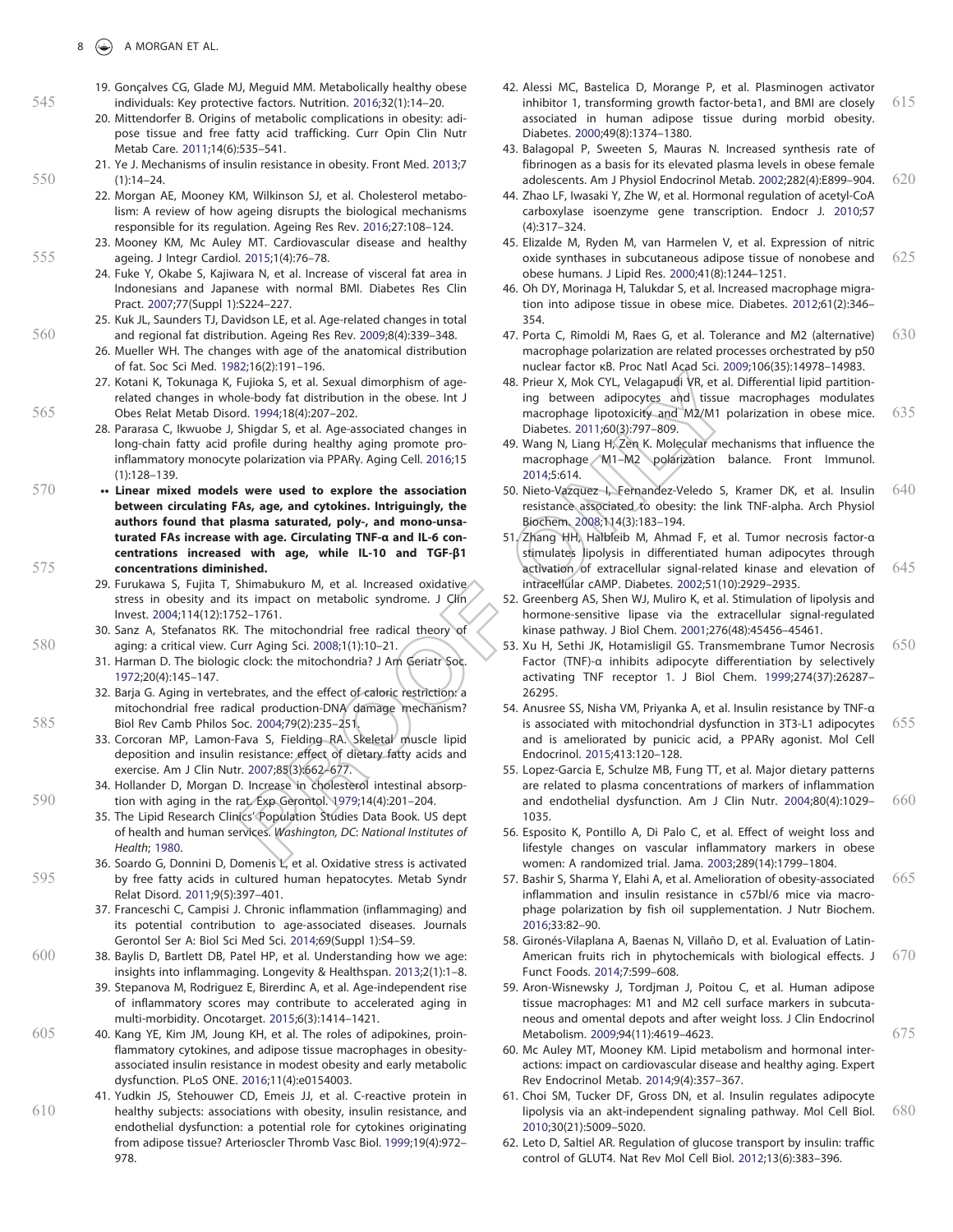19. Gonçalves CG, Glade MJ, Meguid MM. Metabolically healthy obese individuals: Key protective factors. Nutrition. 2016;32(1):14–20.
20. Mittendorfer B. Origins of metabolic complications in obesity: adipose tissue and free fatty acid trafficking. Curr Opin Clin Nutr Metab Care. 2011;14(6):535–541.
21. Ye J. Mechanisms of insulin resistance in obesity. Front Med. 2013;7(1):14–24.
22. Morgan AE, Mooney KM, Wilkinson SJ, et al. Cholesterol metabolism: A review of how ageing disrupts the biological mechanisms responsible for its regulation. Ageing Res Rev. 2016;27:108–124.
23. Mooney KM, Mc Auley MT. Cardiovascular disease and healthy ageing. J Integr Cardiol. 2015;1(4):76–78.
24. Fuke Y, Okabe S, Kajiwara N, et al. Increase of visceral fat area in Indonesians and Japanese with normal BMI. Diabetes Res Clin Pract. 2007;77(Suppl 1):S224–227.
25. Kuk JL, Saunders TJ, Davidson LE, et al. Age-related changes in total and regional fat distribution. Ageing Res Rev. 2009;8(4):339–348.
26. Mueller WH. The changes with age of the anatomical distribution of fat. Soc Sci Med. 1982;16(2):191–196.
27. Kotani K, Tokunaga K, Fujioka S, et al. Sexual dimorphism of age-related changes in whole-body fat distribution in the obese. Int J Obes Relat Metab Disord. 1994;18(4):207–202.
28. Pararasa C, Ikwuobe J, Shigdar S, et al. Age-associated changes in long-chain fatty acid profile during healthy aging promote pro-inflammatory monocyte polarization via PPARγ. Aging Cell. 2016;15(1):128–139.
   •• **Linear mixed models were used to explore the association between circulating FAs, age, and cytokines. Intriguingly, the authors found that plasma saturated, poly-, and mono-unsaturated FAs increase with age. Circulating TNF-α and IL-6 concentrations increased with age, while IL-10 and TGF-β1 concentrations diminished.**
29. Furukawa S, Fujita T, Shimabukuro M, et al. Increased oxidative stress in obesity and its impact on metabolic syndrome. J Clin Invest. 2004;114(12):1752–1761.
30. Sanz A, Stefanatos RK. The mitochondrial free radical theory of aging: a critical view. Curr Aging Sci. 2008;1(1):10–21.
31. Harman D. The biologic clock: the mitochondria? J Am Geriatr Soc. 1972;20(4):145–147.
32. Barja G. Aging in vertebrates, and the effect of caloric restriction: a mitochondrial free radical production-DNA damage mechanism? Biol Rev Camb Philos Soc. 2004;79(2):235–251.
33. Corcoran MP, Lamon-Fava S, Fielding RA. Skeletal muscle lipid deposition and insulin resistance: effect of dietary fatty acids and exercise. Am J Clin Nutr. 2007;85(3):662–677.
34. Hollander D, Morgan D. Increase in cholesterol intestinal absorption with aging in the rat. Exp Gerontol. 1979;14(4):201–204.
35. The Lipid Research Clinics' Population Studies Data Book. US dept of health and human services. *Washington, DC: National Institutes of Health*; 1980.
36. Soardo G, Donnini D, Domenis L, et al. Oxidative stress is activated by free fatty acids in cultured human hepatocytes. Metab Syndr Relat Disord. 2011;9(5):397–401.
37. Franceschi C, Campisi J. Chronic inflammation (inflammaging) and its potential contribution to age-associated diseases. Journals Gerontol Ser A: Biol Sci Med Sci. 2014;69(Suppl 1):S4–S9.
38. Baylis D, Bartlett DB, Patel HP, et al. Understanding how we age: insights into inflammaging. Longevity & Healthspan. 2013;2(1):1–8.
39. Stepanova M, Rodriguez E, Birerdinc A, et al. Age-independent rise of inflammatory scores may contribute to accelerated aging in multi-morbidity. Oncotarget. 2015;6(3):1414–1421.
40. Kang YE, Kim JM, Joung KH, et al. The roles of adipokines, proinflammatory cytokines, and adipose tissue macrophages in obesity-associated insulin resistance in modest obesity and early metabolic dysfunction. PLoS ONE. 2016;11(4):e0154003.
41. Yudkin JS, Stehouwer CD, Emeis JJ, et al. C-reactive protein in healthy subjects: associations with obesity, insulin resistance, and endothelial dysfunction: a potential role for cytokines originating from adipose tissue? Arterioscler Thromb Vasc Biol. 1999;19(4):972–978.
42. Alessi MC, Bastelica D, Morange P, et al. Plasminogen activator inhibitor 1, transforming growth factor-beta1, and BMI are closely associated in human adipose tissue during morbid obesity. Diabetes. 2000;49(8):1374–1380.
43. Balagopal P, Sweeten S, Mauras N. Increased synthesis rate of fibrinogen as a basis for its elevated plasma levels in obese female adolescents. Am J Physiol Endocrinol Metab. 2002;282(4):E899–904.
44. Zhao LF, Iwasaki Y, Zhe W, et al. Hormonal regulation of acetyl-CoA carboxylase isoenzyme gene transcription. Endocr J. 2010;57(4):317–324.
45. Elizalde M, Ryden M, van Harmelen V, et al. Expression of nitric oxide synthases in subcutaneous adipose tissue of nonobese and obese humans. J Lipid Res. 2000;41(8):1244–1251.
46. Oh DY, Morinaga H, Talukdar S, et al. Increased macrophage migration into adipose tissue in obese mice. Diabetes. 2012;61(2):346–354.
47. Porta C, Rimoldi M, Raes G, et al. Tolerance and M2 (alternative) macrophage polarization are related processes orchestrated by p50 nuclear factor κB. Proc Natl Acad Sci. 2009;106(35):14978–14983.
48. Prieur X, Mok CYL, Velagapudi VR, et al. Differential lipid partitioning between adipocytes and tissue macrophages modulates macrophage lipotoxicity and M2/M1 polarization in obese mice. Diabetes. 2011;60(3):797–809.
49. Wang N, Liang H, Zen K. Molecular mechanisms that influence the macrophage M1–M2 polarization balance. Front Immunol. 2014;5:614.
50. Nieto-Vazquez I, Fernandez-Veledo S, Kramer DK, et al. Insulin resistance associated to obesity: the link TNF-alpha. Arch Physiol Biochem. 2008;114(3):183–194.
51. Zhang HH, Halbleib M, Ahmad F, et al. Tumor necrosis factor-α stimulates lipolysis in differentiated human adipocytes through activation of extracellular signal-related kinase and elevation of intracellular cAMP. Diabetes. 2002;51(10):2929–2935.
52. Greenberg AS, Shen WJ, Muliro K, et al. Stimulation of lipolysis and hormone-sensitive lipase via the extracellular signal-regulated kinase pathway. J Biol Chem. 2001;276(48):45456–45461.
53. Xu H, Sethi JK, Hotamisligil GS. Transmembrane Tumor Necrosis Factor (TNF)-α inhibits adipocyte differentiation by selectively activating TNF receptor 1. J Biol Chem. 1999;274(37):26287–26295.
54. Anusree SS, Nisha VM, Priyanka A, et al. Insulin resistance by TNF-α is associated with mitochondrial dysfunction in 3T3-L1 adipocytes and is ameliorated by punicic acid, a PPARγ agonist. Mol Cell Endocrinol. 2015;413:120–128.
55. Lopez-Garcia E, Schulze MB, Fung TT, et al. Major dietary patterns are related to plasma concentrations of markers of inflammation and endothelial dysfunction. Am J Clin Nutr. 2004;80(4):1029–1035.
56. Esposito K, Pontillo A, Di Palo C, et al. Effect of weight loss and lifestyle changes on vascular inflammatory markers in obese women: A randomized trial. Jama. 2003;289(14):1799–1804.
57. Bashir S, Sharma Y, Elahi A, et al. Amelioration of obesity-associated inflammation and insulin resistance in c57bl/6 mice via macrophage polarization by fish oil supplementation. J Nutr Biochem. 2016;33:82–90.
58. Gironés-Vilaplana A, Baenas N, Villaño D, et al. Evaluation of Latin-American fruits rich in phytochemicals with biological effects. J Funct Foods. 2014;7:599–608.
59. Aron-Wisnewsky J, Tordjman J, Poitou C, et al. Human adipose tissue macrophages: M1 and M2 cell surface markers in subcutaneous and omental depots and after weight loss. J Clin Endocrinol Metabolism. 2009;94(11):4619–4623.
60. Mc Auley MT, Mooney KM. Lipid metabolism and hormonal interactions: impact on cardiovascular disease and healthy aging. Expert Rev Endocrinol Metab. 2014;9(4):357–367.
61. Choi SM, Tucker DF, Gross DN, et al. Insulin regulates adipocyte lipolysis via an akt-independent signaling pathway. Mol Cell Biol. 2010;30(21):5009–5020.
62. Leto D, Saltiel AR. Regulation of glucose transport by insulin: traffic control of GLUT4. Nat Rev Mol Cell Biol. 2012;13(6):383–396.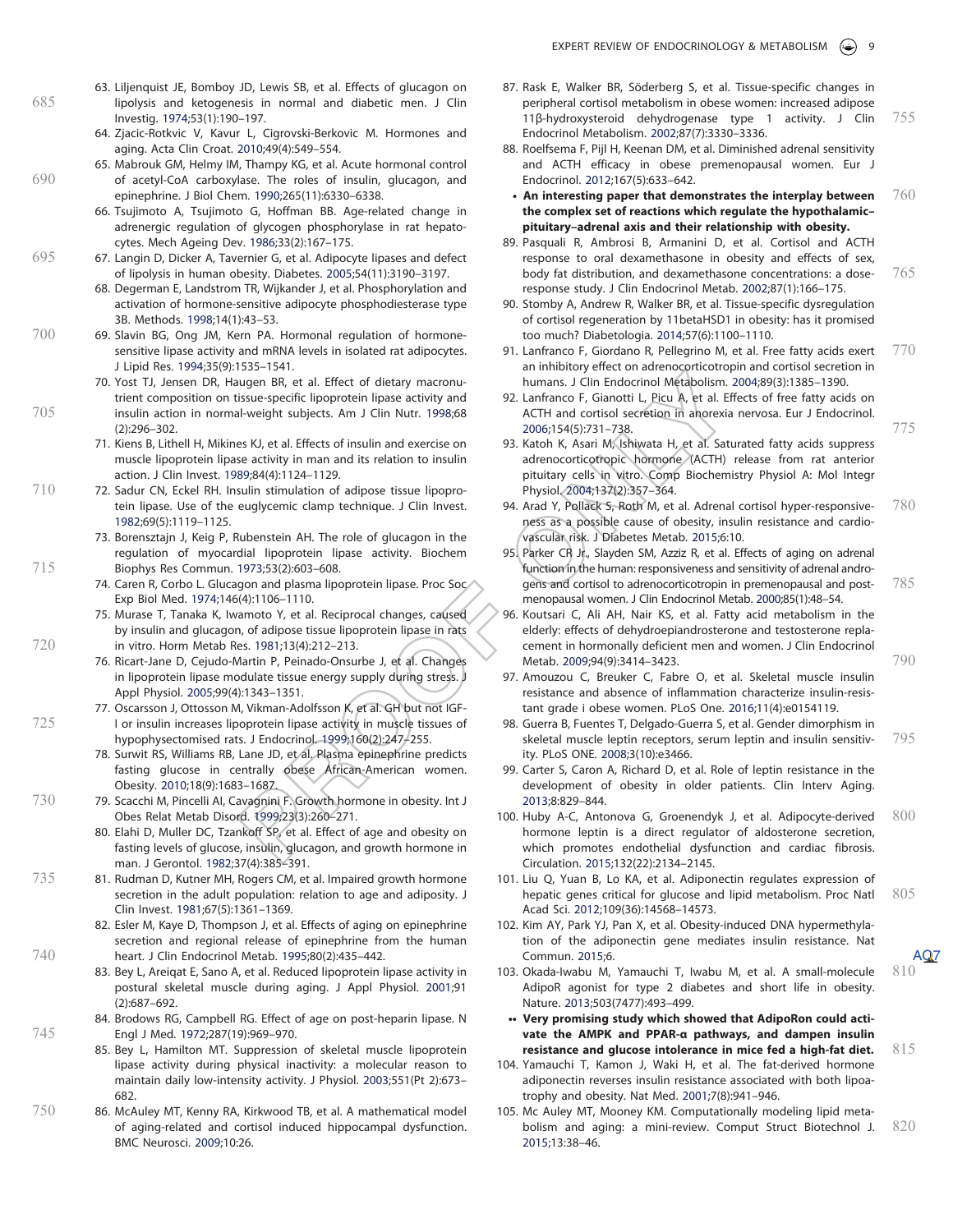63. Liljenquist JE, Bomboy JD, Lewis SB, et al. Effects of glucagon on lipolysis and ketogenesis in normal and diabetic men. J Clin Investig. 1974;53(1):190–197.
64. Zjacic-Rotkvic V, Kavur L, Cigrovski-Berkovic M. Hormones and aging. Acta Clin Croat. 2010;49(4):549–554.
65. Mabrouk GM, Helmy IM, Thampy KG, et al. Acute hormonal control of acetyl-CoA carboxylase. The roles of insulin, glucagon, and epinephrine. J Biol Chem. 1990;265(11):6330–6338.
66. Tsujimoto A, Tsujimoto G, Hoffman BB. Age-related change in adrenergic regulation of glycogen phosphorylase in rat hepatocytes. Mech Ageing Dev. 1986;33(2):167–175.
67. Langin D, Dicker A, Tavernier G, et al. Adipocyte lipases and defect of lipolysis in human obesity. Diabetes. 2005;54(11):3190–3197.
68. Degerman E, Landstrom TR, Wijkander J, et al. Phosphorylation and activation of hormone-sensitive adipocyte phosphodiesterase type 3B. Methods. 1998;14(1):43–53.
69. Slavin BG, Ong JM, Kern PA. Hormonal regulation of hormone-sensitive lipase activity and mRNA levels in isolated rat adipocytes. J Lipid Res. 1994;35(9):1535–1541.
70. Yost TJ, Jensen DR, Haugen BR, et al. Effect of dietary macronutrient composition on tissue-specific lipoprotein lipase activity and insulin action in normal-weight subjects. Am J Clin Nutr. 1998;68(2):296–302.
71. Kiens B, Lithell H, Mikines KJ, et al. Effects of insulin and exercise on muscle lipoprotein lipase activity in man and its relation to insulin action. J Clin Invest. 1989;84(4):1124–1129.
72. Sadur CN, Eckel RH. Insulin stimulation of adipose tissue lipoprotein lipase. Use of the euglycemic clamp technique. J Clin Invest. 1982;69(5):1119–1125.
73. Borensztajn J, Keig P, Rubenstein AH. The role of glucagon in the regulation of myocardial lipoprotein lipase activity. Biochem Biophys Res Commun. 1973;53(2):603–608.
74. Caren R, Corbo L. Glucagon and plasma lipoprotein lipase. Proc Soc Exp Biol Med. 1974;146(4):1106–1110.
75. Murase T, Tanaka K, Iwamoto Y, et al. Reciprocal changes, caused by insulin and glucagon, of adipose tissue lipoprotein lipase in rats in vitro. Horm Metab Res. 1981;13(4):212–213.
76. Ricart-Jane D, Cejudo-Martin P, Peinado-Onsurbe J, et al. Changes in lipoprotein lipase modulate tissue energy supply during stress. J Appl Physiol. 2005;99(4):1343–1351.
77. Oscarsson J, Ottosson M, Vikman-Adolfsson K, et al. GH but not IGF-I or insulin increases lipoprotein lipase activity in muscle tissues of hypophysectomised rats. J Endocrinol. 1999;160(2):247–255.
78. Surwit RS, Williams RB, Lane JD, et al. Plasma epinephrine predicts fasting glucose in centrally obese African-American women. Obesity. 2010;18(9):1683–1687.
79. Scacchi M, Pincelli AI, Cavagnini F. Growth hormone in obesity. Int J Obes Relat Metab Disord. 1999;23(3):260–271.
80. Elahi D, Muller DC, Tzankoff SP, et al. Effect of age and obesity on fasting levels of glucose, insulin, glucagon, and growth hormone in man. J Gerontol. 1982;37(4):385–391.
81. Rudman D, Kutner MH, Rogers CM, et al. Impaired growth hormone secretion in the adult population: relation to age and adiposity. J Clin Invest. 1981;67(5):1361–1369.
82. Esler M, Kaye D, Thompson J, et al. Effects of aging on epinephrine secretion and regional release of epinephrine from the human heart. J Clin Endocrinol Metab. 1995;80(2):435–442.
83. Bey L, Areiqat E, Sano A, et al. Reduced lipoprotein lipase activity in postural skeletal muscle during aging. J Appl Physiol. 2001;91(2):687–692.
84. Brodows RG, Campbell RG. Effect of age on post-heparin lipase. N Engl J Med. 1972;287(19):969–970.
85. Bey L, Hamilton MT. Suppression of skeletal muscle lipoprotein lipase activity during physical inactivity: a molecular reason to maintain daily low-intensity activity. J Physiol. 2003;551(Pt 2):673–682.
86. McAuley MT, Kenny RA, Kirkwood TB, et al. A mathematical model of aging-related and cortisol induced hippocampal dysfunction. BMC Neurosci. 2009;10:26.
87. Rask E, Walker BR, Söderberg S, et al. Tissue-specific changes in peripheral cortisol metabolism in obese women: increased adipose 11β-hydroxysteroid dehydrogenase type 1 activity. J Clin Endocrinol Metabolism. 2002;87(7):3330–3336.
88. Roelfsema F, Pijl H, Keenan DM, et al. Diminished adrenal sensitivity and ACTH efficacy in obese premenopausal women. Eur J Endocrinol. 2012;167(5):633–642.
   - **An interesting paper that demonstrates the interplay between the complex set of reactions which regulate the hypothalamic–pituitary–adrenal axis and their relationship with obesity.**
89. Pasquali R, Ambrosi B, Armanini D, et al. Cortisol and ACTH response to oral dexamethasone in obesity and effects of sex, body fat distribution, and dexamethasone concentrations: a dose-response study. J Clin Endocrinol Metab. 2002;87(1):166–175.
90. Stomby A, Andrew R, Walker BR, et al. Tissue-specific dysregulation of cortisol regeneration by 11betaHSD1 in obesity: has it promised too much? Diabetologia. 2014;57(6):1100–1110.
91. Lanfranco F, Giordano R, Pellegrino M, et al. Free fatty acids exert an inhibitory effect on adrenocorticotropin and cortisol secretion in humans. J Clin Endocrinol Metabolism. 2004;89(3):1385–1390.
92. Lanfranco F, Gianotti L, Picu A, et al. Effects of free fatty acids on ACTH and cortisol secretion in anorexia nervosa. Eur J Endocrinol. 2006;154(5):731–738.
93. Katoh K, Asari M, Ishiwata H, et al. Saturated fatty acids suppress adrenocorticotropic hormone (ACTH) release from rat anterior pituitary cells in vitro. Comp Biochemistry Physiol A: Mol Integr Physiol. 2004;137(2):357–364.
94. Arad Y, Pollack S, Roth M, et al. Adrenal cortisol hyper-responsiveness as a possible cause of obesity, insulin resistance and cardiovascular risk. J Diabetes Metab. 2015;6:10.
95. Parker CR Jr., Slayden SM, Azziz R, et al. Effects of aging on adrenal function in the human: responsiveness and sensitivity of adrenal androgens and cortisol to adrenocorticotropin in premenopausal and postmenopausal women. J Clin Endocrinol Metab. 2000;85(1):48–54.
96. Koutsari C, Ali AH, Nair KS, et al. Fatty acid metabolism in the elderly: effects of dehydroepiandrosterone and testosterone replacement in hormonally deficient men and women. J Clin Endocrinol Metab. 2009;94(9):3414–3423.
97. Amouzou C, Breuker C, Fabre O, et al. Skeletal muscle insulin resistance and absence of inflammation characterize insulin-resistant grade i obese women. PLoS One. 2016;11(4):e0154119.
98. Guerra B, Fuentes T, Delgado-Guerra S, et al. Gender dimorphism in skeletal muscle leptin receptors, serum leptin and insulin sensitivity. PLoS ONE. 2008;3(10):e3466.
99. Carter S, Caron A, Richard D, et al. Role of leptin resistance in the development of obesity in older patients. Clin Interv Aging. 2013;8:829–844.
100. Huby A-C, Antonova G, Groenendyk J, et al. Adipocyte-derived hormone leptin is a direct regulator of aldosterone secretion, which promotes endothelial dysfunction and cardiac fibrosis. Circulation. 2015;132(22):2134–2145.
101. Liu Q, Yuan B, Lo KA, et al. Adiponectin regulates expression of hepatic genes critical for glucose and lipid metabolism. Proc Natl Acad Sci. 2012;109(36):14568–14573.
102. Kim AY, Park YJ, Pan X, et al. Obesity-induced DNA hypermethylation of the adiponectin gene mediates insulin resistance. Nat Commun. 2015;6.
103. Okada-Iwabu M, Yamauchi T, Iwabu M, et al. A small-molecule AdipoR agonist for type 2 diabetes and short life in obesity. Nature. 2013;503(7477):493–499.
   - •• **Very promising study which showed that AdipoRon could activate the AMPK and PPAR-α pathways, and dampen insulin resistance and glucose intolerance in mice fed a high-fat diet.**
104. Yamauchi T, Kamon J, Waki H, et al. The fat-derived hormone adiponectin reverses insulin resistance associated with both lipoatrophy and obesity. Nat Med. 2001;7(8):941–946.
105. Mc Auley MT, Mooney KM. Computationally modeling lipid metabolism and aging: a mini-review. Comput Struct Biotechnol J. 2015;13:38–46.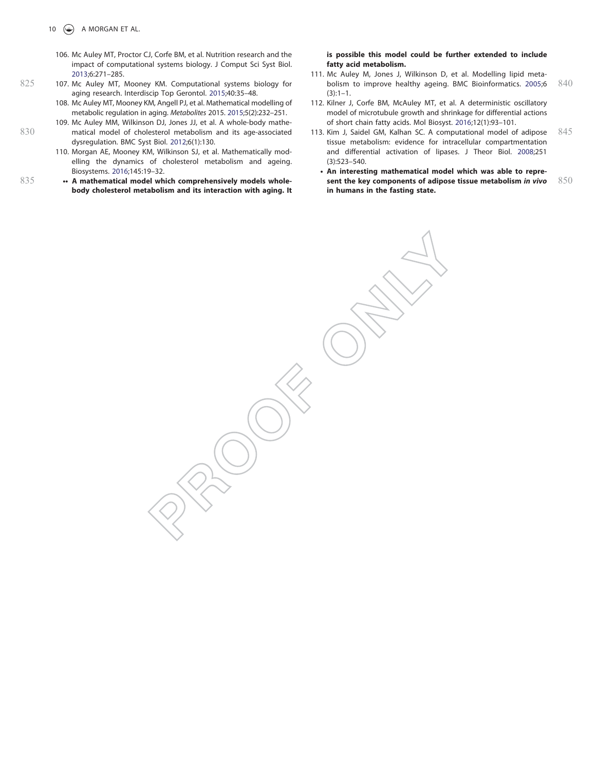106. Mc Auley MT, Proctor CJ, Corfe BM, et al. Nutrition research and the impact of computational systems biology. J Comput Sci Syst Biol. 2013;6:271–285.
107. Mc Auley MT, Mooney KM. Computational systems biology for aging research. Interdiscip Top Gerontol. 2015;40:35–48.
108. Mc Auley MT, Mooney KM, Angell PJ, et al. Mathematical modelling of metabolic regulation in aging. *Metabolites* 2015. 2015;5(2):232–251.
109. Mc Auley MM, Wilkinson DJ, Jones JJ, et al. A whole-body mathematical model of cholesterol metabolism and its age-associated dysregulation. BMC Syst Biol. 2012;6(1):130.
110. Morgan AE, Mooney KM, Wilkinson SJ, et al. Mathematically modelling the dynamics of cholesterol metabolism and ageing. Biosystems. 2016;145:19–32.
    - •• **A mathematical model which comprehensively models whole-body cholesterol metabolism and its interaction with aging. It is possible this model could be further extended to include fatty acid metabolism.**
111. Mc Auley M, Jones J, Wilkinson D, et al. Modelling lipid metabolism to improve healthy ageing. BMC Bioinformatics. 2005;6 (3):1–1.
112. Kilner J, Corfe BM, McAuley MT, et al. A deterministic oscillatory model of microtubule growth and shrinkage for differential actions of short chain fatty acids. Mol Biosyst. 2016;12(1):93–101.
113. Kim J, Saidel GM, Kalhan SC. A computational model of adipose tissue metabolism: evidence for intracellular compartmentation and differential activation of lipases. J Theor Biol. 2008;251 (3):523–540.
    - • **An interesting mathematical model which was able to represent the key components of adipose tissue metabolism *in vivo* in humans in the fasting state.**